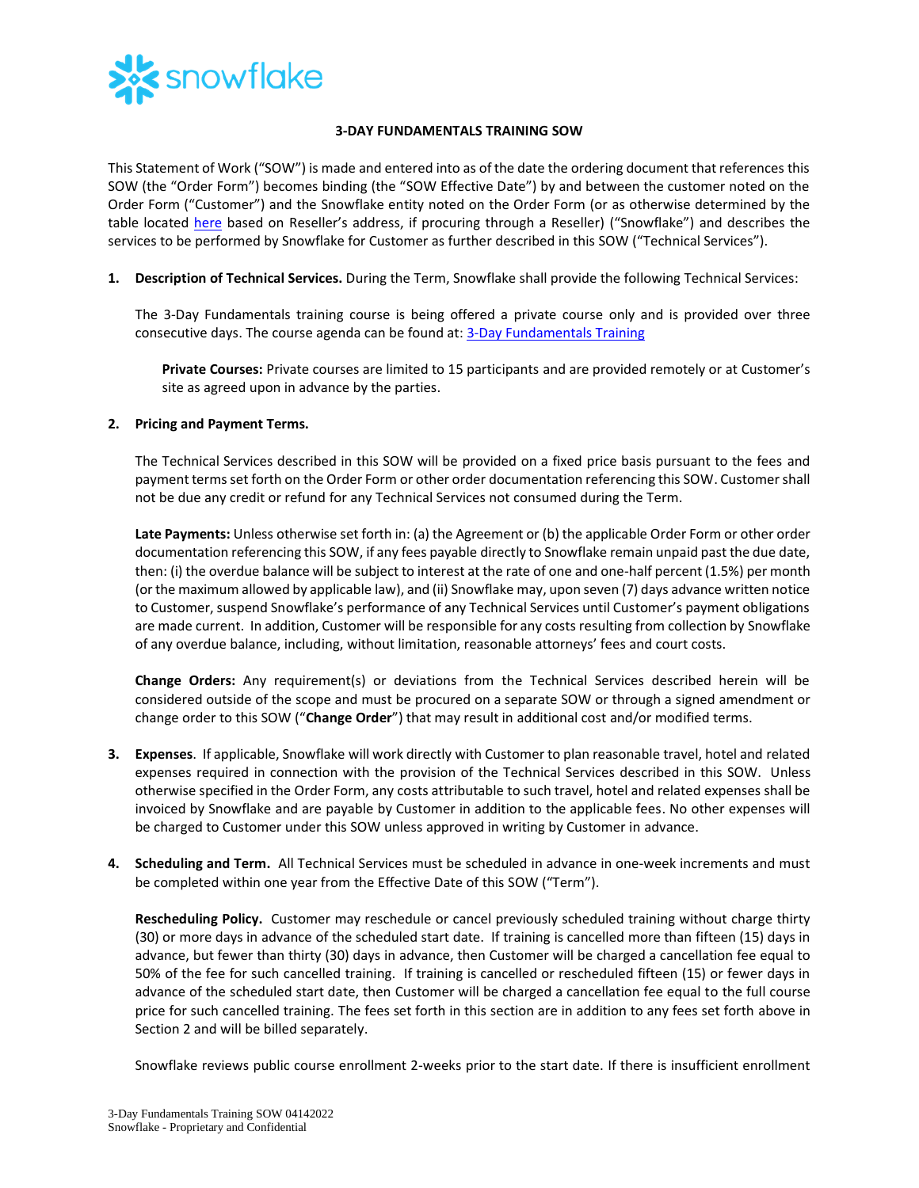**3-DAY FUNDAMENTALS TRAINING SOW**

This Statement of Work ("SOW") is made and entered into as of the date the ordering document that references this SOW (the "Order Form") becomes binding (the "SOW Effective Date") by and between the customer noted on the Order Form ("Customer") and the Snowflake entity noted on the Order Form (or as otherwise determined by the table located here based on Reseller's address, if procuring through a Reseller) ("Snowflake") and describes the services to be performed by Snowflake for Customer as further described in this SOW ("Technical Services").

1. **Description of Technical Services.** During the Term, Snowflake shall provide the following Technical Services:

   The 3-Day Fundamentals training course is being offered a private course only and is provided over three consecutive days. The course agenda can be found at: 3-Day Fundamentals Training

   **Private Courses:** Private courses are limited to 15 participants and are provided remotely or at Customer's site as agreed upon in advance by the parties.

2. **Pricing and Payment Terms.**

   The Technical Services described in this SOW will be provided on a fixed price basis pursuant to the fees and payment terms set forth on the Order Form or other order documentation referencing this SOW. Customer shall not be due any credit or refund for any Technical Services not consumed during the Term.

   **Late Payments:** Unless otherwise set forth in: (a) the Agreement or (b) the applicable Order Form or other order documentation referencing this SOW, if any fees payable directly to Snowflake remain unpaid past the due date, then: (i) the overdue balance will be subject to interest at the rate of one and one-half percent (1.5%) per month (or the maximum allowed by applicable law), and (ii) Snowflake may, upon seven (7) days advance written notice to Customer, suspend Snowflake's performance of any Technical Services until Customer's payment obligations are made current. In addition, Customer will be responsible for any costs resulting from collection by Snowflake of any overdue balance, including, without limitation, reasonable attorneys' fees and court costs.

   **Change Orders:** Any requirement(s) or deviations from the Technical Services described herein will be considered outside of the scope and must be procured on a separate SOW or through a signed amendment or change order to this SOW ("**Change Order**") that may result in additional cost and/or modified terms.

3. **Expenses**. If applicable, Snowflake will work directly with Customer to plan reasonable travel, hotel and related expenses required in connection with the provision of the Technical Services described in this SOW. Unless otherwise specified in the Order Form, any costs attributable to such travel, hotel and related expenses shall be invoiced by Snowflake and are payable by Customer in addition to the applicable fees. No other expenses will be charged to Customer under this SOW unless approved in writing by Customer in advance.

4. **Scheduling and Term.** All Technical Services must be scheduled in advance in one-week increments and must be completed within one year from the Effective Date of this SOW ("Term").

   **Rescheduling Policy.** Customer may reschedule or cancel previously scheduled training without charge thirty (30) or more days in advance of the scheduled start date. If training is cancelled more than fifteen (15) days in advance, but fewer than thirty (30) days in advance, then Customer will be charged a cancellation fee equal to 50% of the fee for such cancelled training. If training is cancelled or rescheduled fifteen (15) or fewer days in advance of the scheduled start date, then Customer will be charged a cancellation fee equal to the full course price for such cancelled training. The fees set forth in this section are in addition to any fees set forth above in Section 2 and will be billed separately.

   Snowflake reviews public course enrollment 2-weeks prior to the start date. If there is insufficient enrollment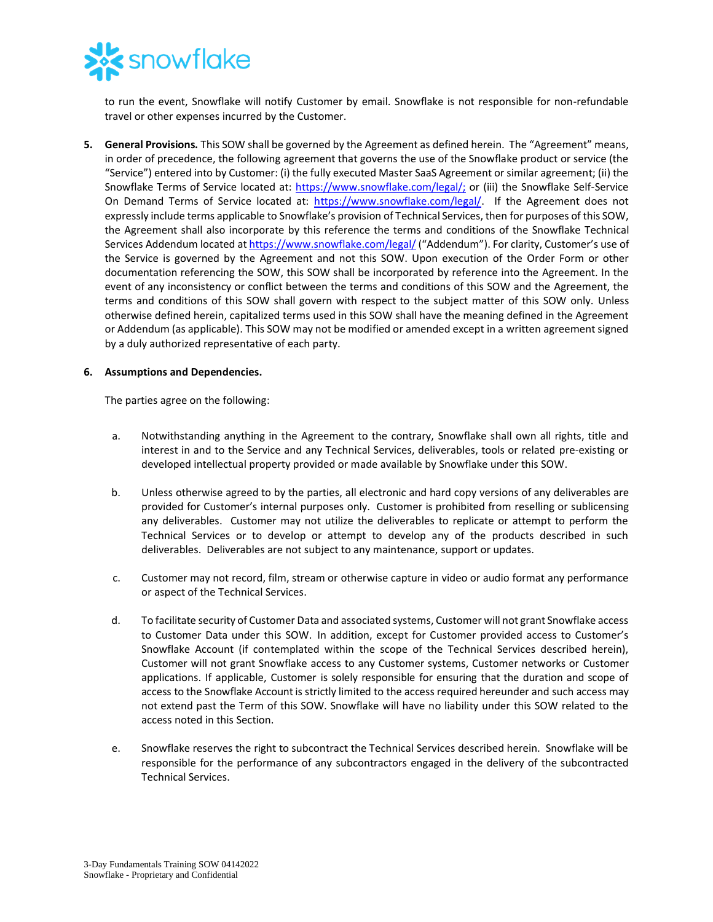to run the event, Snowflake will notify Customer by email. Snowflake is not responsible for non-refundable travel or other expenses incurred by the Customer.

5. **General Provisions.** This SOW shall be governed by the Agreement as defined herein. The "Agreement" means, in order of precedence, the following agreement that governs the use of the Snowflake product or service (the "Service") entered into by Customer: (i) the fully executed Master SaaS Agreement or similar agreement; (ii) the Snowflake Terms of Service located at: https://www.snowflake.com/legal/; or (iii) the Snowflake Self-Service On Demand Terms of Service located at: https://www.snowflake.com/legal/. If the Agreement does not expressly include terms applicable to Snowflake's provision of Technical Services, then for purposes of this SOW, the Agreement shall also incorporate by this reference the terms and conditions of the Snowflake Technical Services Addendum located at https://www.snowflake.com/legal/ ("Addendum"). For clarity, Customer's use of the Service is governed by the Agreement and not this SOW. Upon execution of the Order Form or other documentation referencing the SOW, this SOW shall be incorporated by reference into the Agreement. In the event of any inconsistency or conflict between the terms and conditions of this SOW and the Agreement, the terms and conditions of this SOW shall govern with respect to the subject matter of this SOW only. Unless otherwise defined herein, capitalized terms used in this SOW shall have the meaning defined in the Agreement or Addendum (as applicable). This SOW may not be modified or amended except in a written agreement signed by a duly authorized representative of each party.

6. **Assumptions and Dependencies.**

   The parties agree on the following:

   a. Notwithstanding anything in the Agreement to the contrary, Snowflake shall own all rights, title and interest in and to the Service and any Technical Services, deliverables, tools or related pre-existing or developed intellectual property provided or made available by Snowflake under this SOW.

   b. Unless otherwise agreed to by the parties, all electronic and hard copy versions of any deliverables are provided for Customer's internal purposes only. Customer is prohibited from reselling or sublicensing any deliverables. Customer may not utilize the deliverables to replicate or attempt to perform the Technical Services or to develop or attempt to develop any of the products described in such deliverables. Deliverables are not subject to any maintenance, support or updates.

   c. Customer may not record, film, stream or otherwise capture in video or audio format any performance or aspect of the Technical Services.

   d. To facilitate security of Customer Data and associated systems, Customer will not grant Snowflake access to Customer Data under this SOW. In addition, except for Customer provided access to Customer's Snowflake Account (if contemplated within the scope of the Technical Services described herein), Customer will not grant Snowflake access to any Customer systems, Customer networks or Customer applications. If applicable, Customer is solely responsible for ensuring that the duration and scope of access to the Snowflake Account is strictly limited to the access required hereunder and such access may not extend past the Term of this SOW. Snowflake will have no liability under this SOW related to the access noted in this Section.

   e. Snowflake reserves the right to subcontract the Technical Services described herein. Snowflake will be responsible for the performance of any subcontractors engaged in the delivery of the subcontracted Technical Services.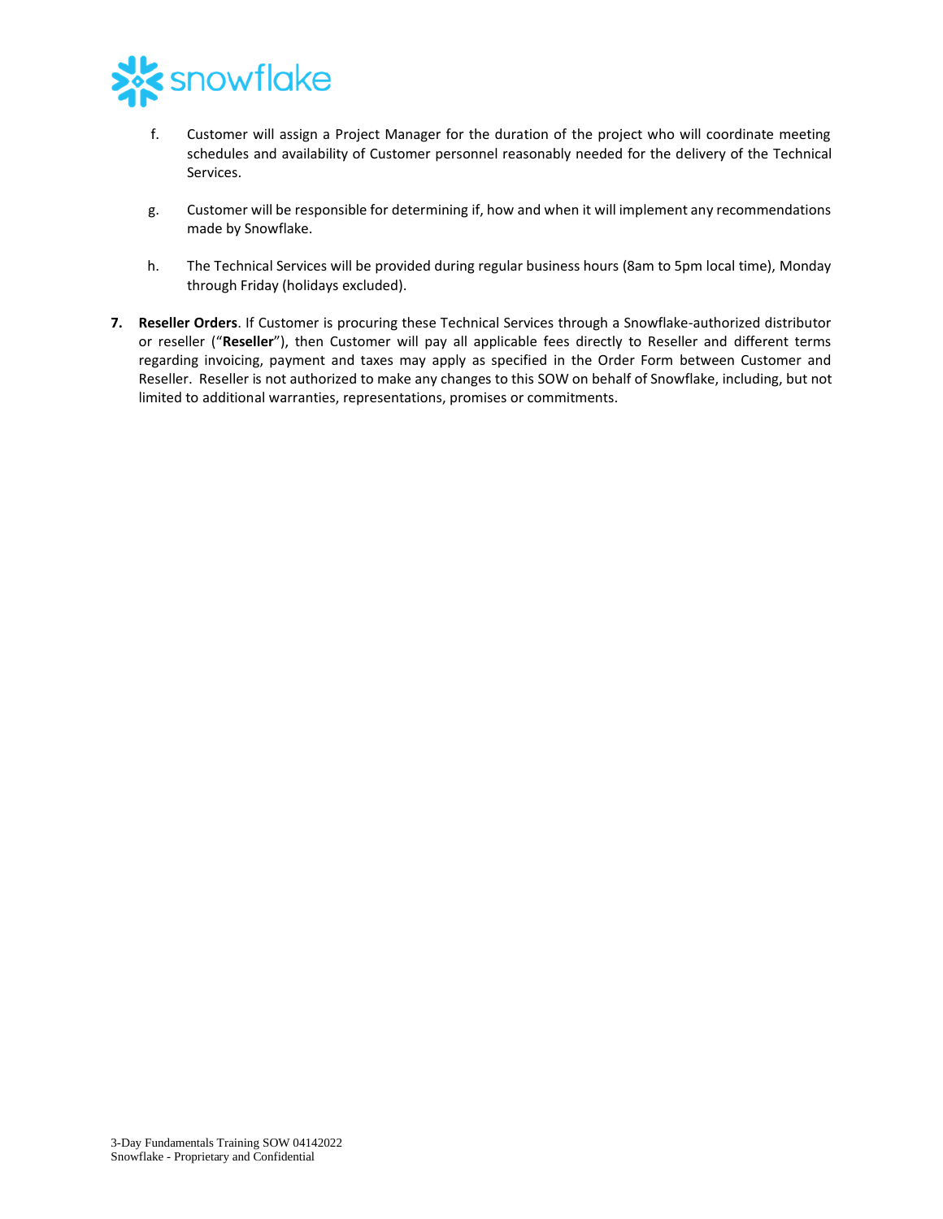f. Customer will assign a Project Manager for the duration of the project who will coordinate meeting schedules and availability of Customer personnel reasonably needed for the delivery of the Technical Services.

g. Customer will be responsible for determining if, how and when it will implement any recommendations made by Snowflake.

h. The Technical Services will be provided during regular business hours (8am to 5pm local time), Monday through Friday (holidays excluded).

7. **Reseller Orders**. If Customer is procuring these Technical Services through a Snowflake-authorized distributor or reseller ("**Reseller**"), then Customer will pay all applicable fees directly to Reseller and different terms regarding invoicing, payment and taxes may apply as specified in the Order Form between Customer and Reseller. Reseller is not authorized to make any changes to this SOW on behalf of Snowflake, including, but not limited to additional warranties, representations, promises or commitments.